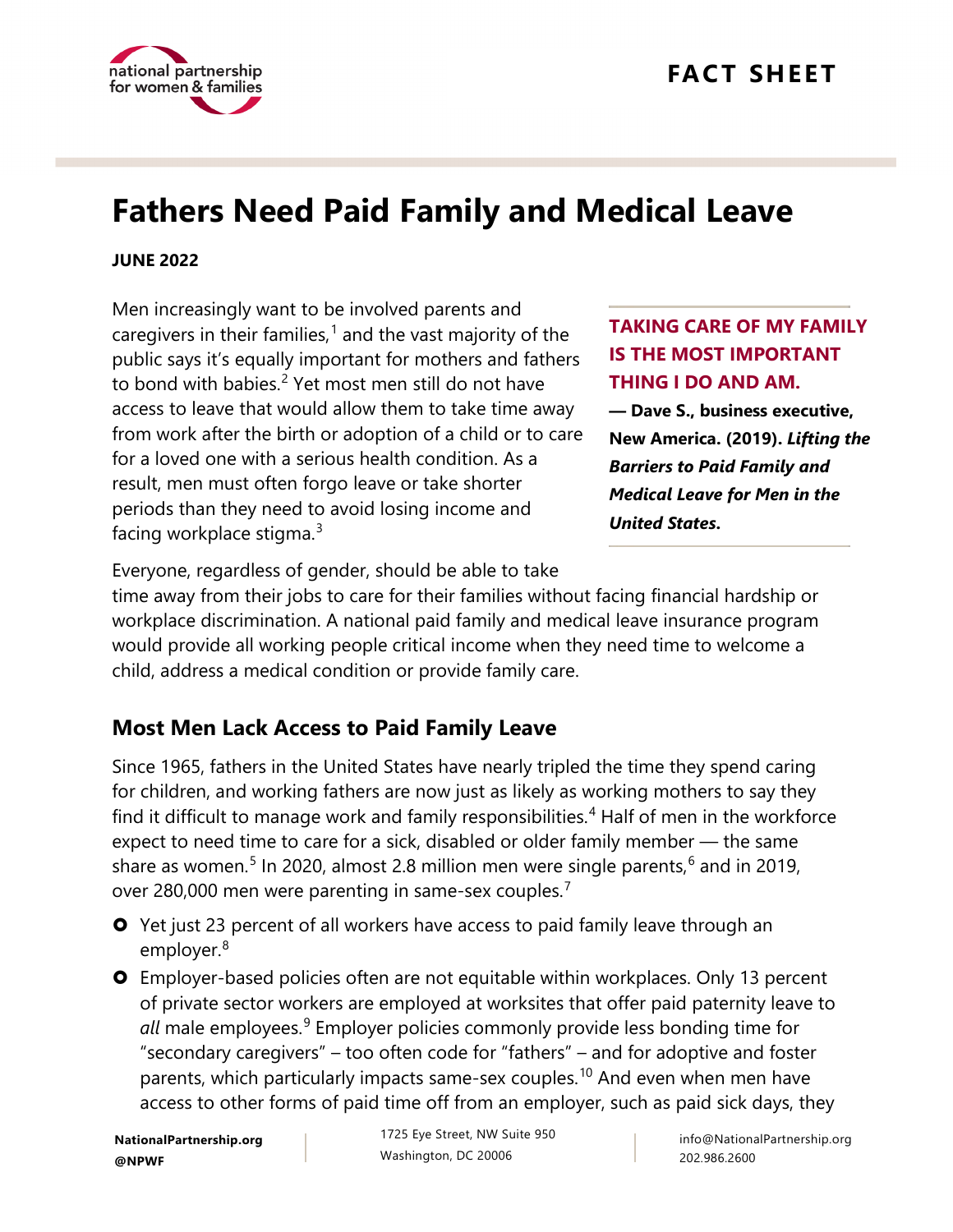FACT SHEET

# Fathers Need Paid Family and Medical Leave

**JUNE 2022**

Men increasingly want to be involved parents and caregivers in their families,[1] and the vast majority of the public says it's equally important for mothers and fathers to bond with babies.[2] Yet most men still do not have access to leave that would allow them to take time away from work after the birth or adoption of a child or to care for a loved one with a serious health condition. As a result, men must often forgo leave or take shorter periods than they need to avoid losing income and facing workplace stigma.[3]

> **TAKING CARE OF MY FAMILY IS THE MOST IMPORTANT THING I DO AND AM.**
>
> **— Dave S., business executive, New America. (2019). *Lifting the Barriers to Paid Family and Medical Leave for Men in the United States*.**

Everyone, regardless of gender, should be able to take time away from their jobs to care for their families without facing financial hardship or workplace discrimination. A national paid family and medical leave insurance program would provide all working people critical income when they need time to welcome a child, address a medical condition or provide family care.

## Most Men Lack Access to Paid Family Leave

Since 1965, fathers in the United States have nearly tripled the time they spend caring for children, and working fathers are now just as likely as working mothers to say they find it difficult to manage work and family responsibilities.[4] Half of men in the workforce expect to need time to care for a sick, disabled or older family member — the same share as women.[5] In 2020, almost 2.8 million men were single parents,[6] and in 2019, over 280,000 men were parenting in same-sex couples.[7]

- Yet just 23 percent of all workers have access to paid family leave through an employer.[8]
- Employer-based policies often are not equitable within workplaces. Only 13 percent of private sector workers are employed at worksites that offer paid paternity leave to *all* male employees.[9] Employer policies commonly provide less bonding time for "secondary caregivers" – too often code for "fathers" – and for adoptive and foster parents, which particularly impacts same-sex couples.[10] And even when men have access to other forms of paid time off from an employer, such as paid sick days, they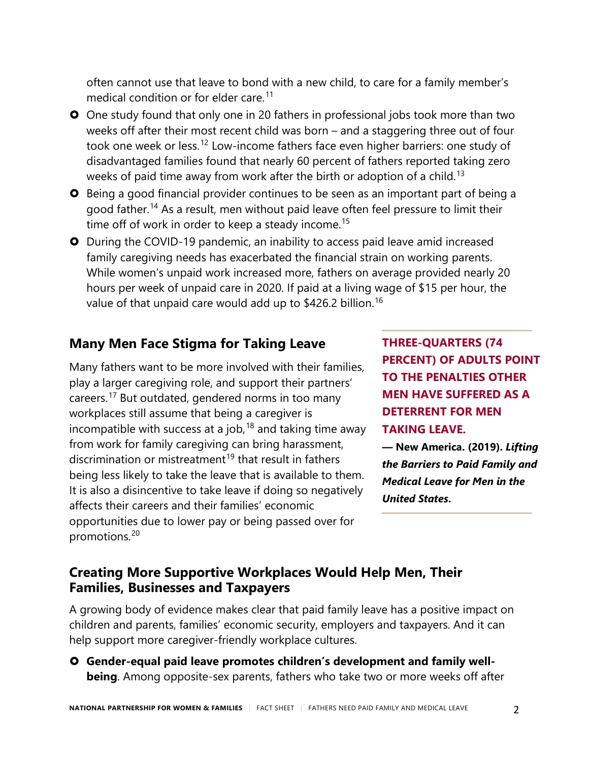often cannot use that leave to bond with a new child, to care for a family member's medical condition or for elder care.[11]

- One study found that only one in 20 fathers in professional jobs took more than two weeks off after their most recent child was born – and a staggering three out of four took one week or less.[12] Low-income fathers face even higher barriers: one study of disadvantaged families found that nearly 60 percent of fathers reported taking zero weeks of paid time away from work after the birth or adoption of a child.[13]
- Being a good financial provider continues to be seen as an important part of being a good father.[14] As a result, men without paid leave often feel pressure to limit their time off of work in order to keep a steady income.[15]
- During the COVID-19 pandemic, an inability to access paid leave amid increased family caregiving needs has exacerbated the financial strain on working parents. While women's unpaid work increased more, fathers on average provided nearly 20 hours per week of unpaid care in 2020. If paid at a living wage of $15 per hour, the value of that unpaid care would add up to $426.2 billion.[16]

## Many Men Face Stigma for Taking Leave

Many fathers want to be more involved with their families, play a larger caregiving role, and support their partners' careers.[17] But outdated, gendered norms in too many workplaces still assume that being a caregiver is incompatible with success at a job,[18] and taking time away from work for family caregiving can bring harassment, discrimination or mistreatment[19] that result in fathers being less likely to take the leave that is available to them. It is also a disincentive to take leave if doing so negatively affects their careers and their families' economic opportunities due to lower pay or being passed over for promotions.[20]

**THREE-QUARTERS (74 PERCENT) OF ADULTS POINT TO THE PENALTIES OTHER MEN HAVE SUFFERED AS A DETERRENT FOR MEN TAKING LEAVE.**

**— New America. (2019). *Lifting the Barriers to Paid Family and Medical Leave for Men in the United States.***

## Creating More Supportive Workplaces Would Help Men, Their Families, Businesses and Taxpayers

A growing body of evidence makes clear that paid family leave has a positive impact on children and parents, families' economic security, employers and taxpayers. And it can help support more caregiver-friendly workplace cultures.

- **Gender-equal paid leave promotes children's development and family well-being**. Among opposite-sex parents, fathers who take two or more weeks off after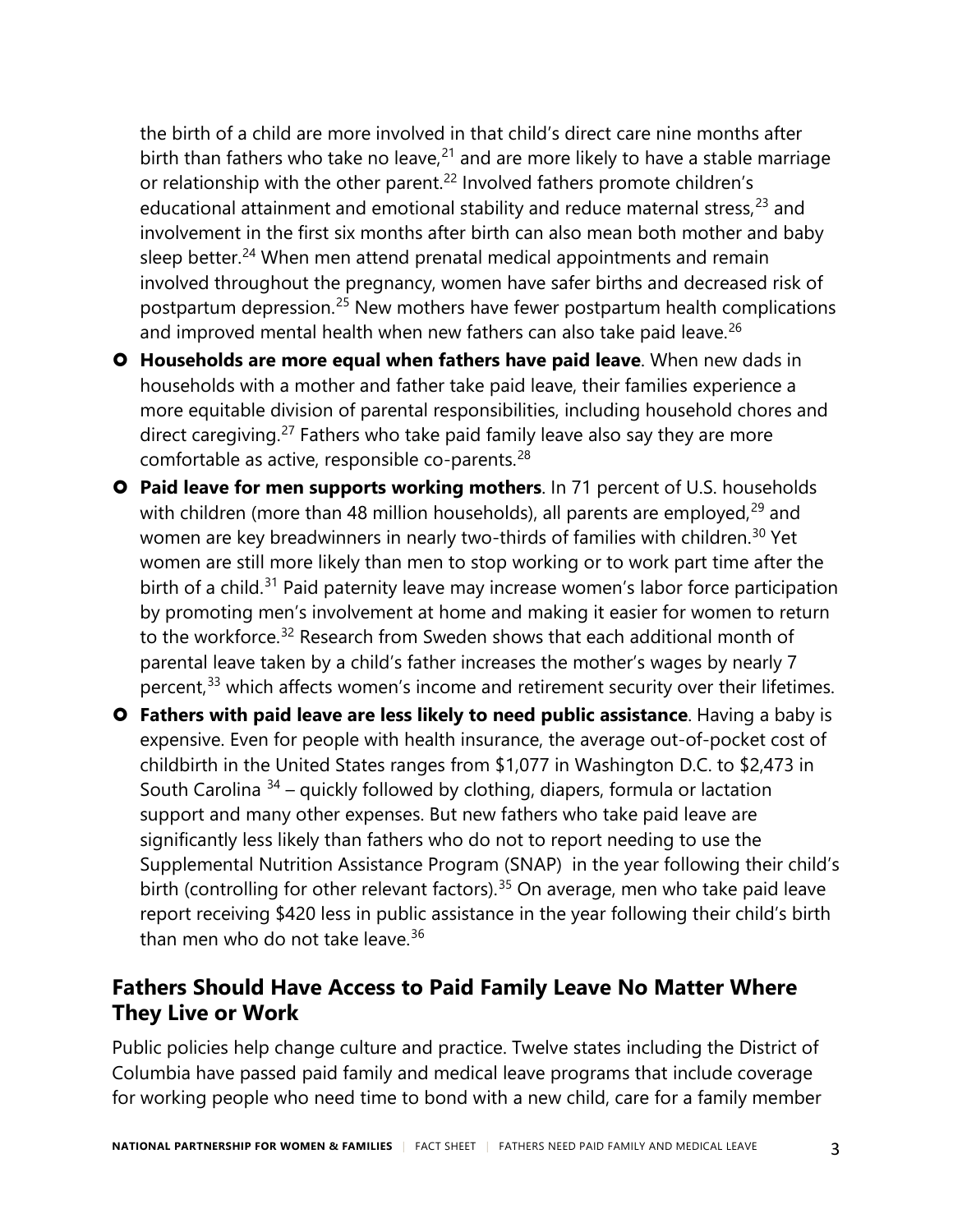the birth of a child are more involved in that child's direct care nine months after birth than fathers who take no leave,[21] and are more likely to have a stable marriage or relationship with the other parent.[22] Involved fathers promote children's educational attainment and emotional stability and reduce maternal stress,[23] and involvement in the first six months after birth can also mean both mother and baby sleep better.[24] When men attend prenatal medical appointments and remain involved throughout the pregnancy, women have safer births and decreased risk of postpartum depression.[25] New mothers have fewer postpartum health complications and improved mental health when new fathers can also take paid leave.[26]

- **Households are more equal when fathers have paid leave**. When new dads in households with a mother and father take paid leave, their families experience a more equitable division of parental responsibilities, including household chores and direct caregiving.[27] Fathers who take paid family leave also say they are more comfortable as active, responsible co-parents.[28]
- **Paid leave for men supports working mothers**. In 71 percent of U.S. households with children (more than 48 million households), all parents are employed,[29] and women are key breadwinners in nearly two-thirds of families with children.[30] Yet women are still more likely than men to stop working or to work part time after the birth of a child.[31] Paid paternity leave may increase women's labor force participation by promoting men's involvement at home and making it easier for women to return to the workforce.[32] Research from Sweden shows that each additional month of parental leave taken by a child's father increases the mother's wages by nearly 7 percent,[33] which affects women's income and retirement security over their lifetimes.
- **Fathers with paid leave are less likely to need public assistance**. Having a baby is expensive. Even for people with health insurance, the average out-of-pocket cost of childbirth in the United States ranges from $1,077 in Washington D.C. to $2,473 in South Carolina [34] – quickly followed by clothing, diapers, formula or lactation support and many other expenses. But new fathers who take paid leave are significantly less likely than fathers who do not to report needing to use the Supplemental Nutrition Assistance Program (SNAP) in the year following their child's birth (controlling for other relevant factors).[35] On average, men who take paid leave report receiving $420 less in public assistance in the year following their child's birth than men who do not take leave.[36]

## Fathers Should Have Access to Paid Family Leave No Matter Where They Live or Work

Public policies help change culture and practice. Twelve states including the District of Columbia have passed paid family and medical leave programs that include coverage for working people who need time to bond with a new child, care for a family member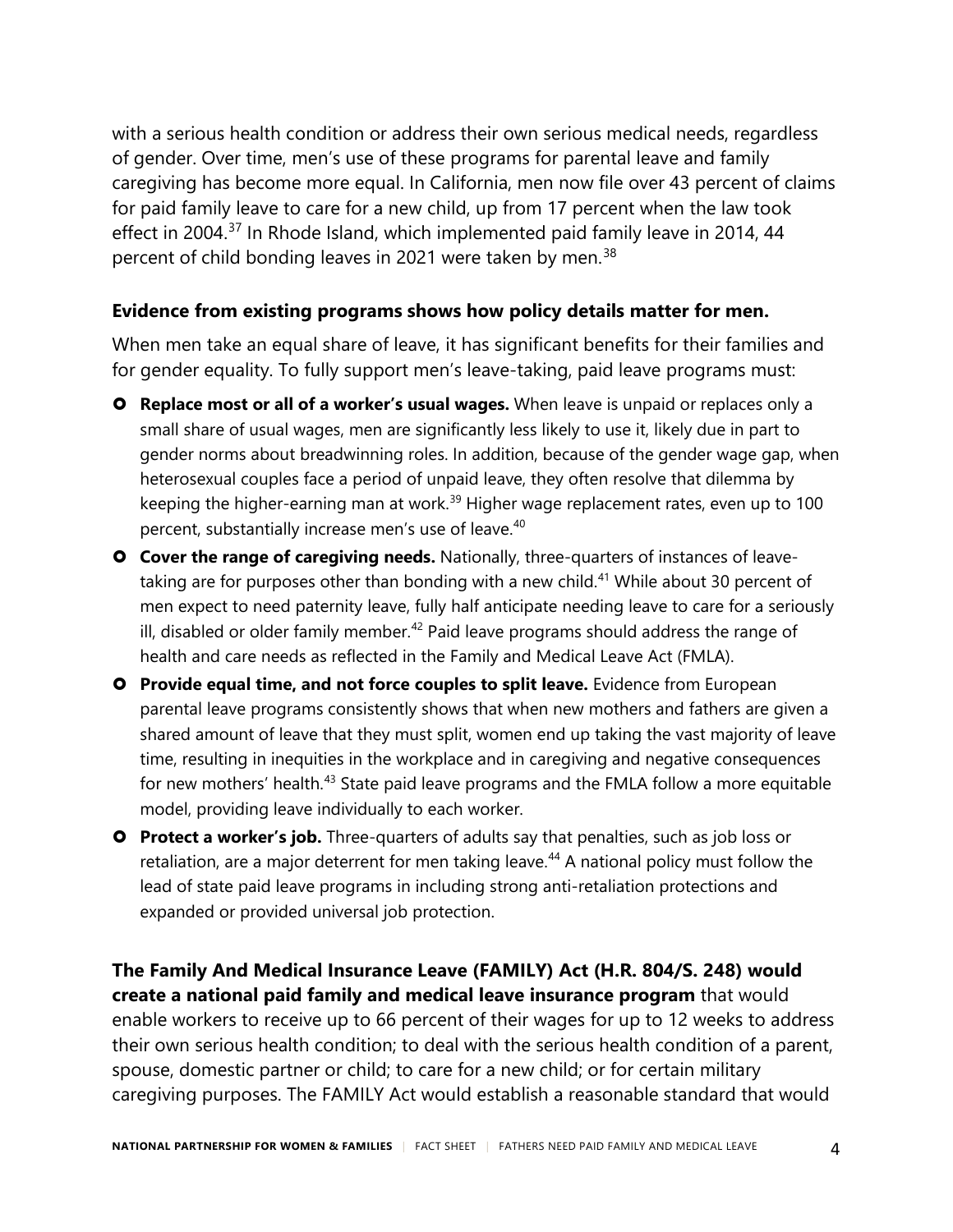with a serious health condition or address their own serious medical needs, regardless of gender. Over time, men's use of these programs for parental leave and family caregiving has become more equal. In California, men now file over 43 percent of claims for paid family leave to care for a new child, up from 17 percent when the law took effect in 2004.[37] In Rhode Island, which implemented paid family leave in 2014, 44 percent of child bonding leaves in 2021 were taken by men.[38]

### Evidence from existing programs shows how policy details matter for men.

When men take an equal share of leave, it has significant benefits for their families and for gender equality. To fully support men's leave-taking, paid leave programs must:

- **Replace most or all of a worker's usual wages.** When leave is unpaid or replaces only a small share of usual wages, men are significantly less likely to use it, likely due in part to gender norms about breadwinning roles. In addition, because of the gender wage gap, when heterosexual couples face a period of unpaid leave, they often resolve that dilemma by keeping the higher-earning man at work.[39] Higher wage replacement rates, even up to 100 percent, substantially increase men's use of leave.[40]
- **Cover the range of caregiving needs.** Nationally, three-quarters of instances of leave-taking are for purposes other than bonding with a new child.[41] While about 30 percent of men expect to need paternity leave, fully half anticipate needing leave to care for a seriously ill, disabled or older family member.[42] Paid leave programs should address the range of health and care needs as reflected in the Family and Medical Leave Act (FMLA).
- **Provide equal time, and not force couples to split leave.** Evidence from European parental leave programs consistently shows that when new mothers and fathers are given a shared amount of leave that they must split, women end up taking the vast majority of leave time, resulting in inequities in the workplace and in caregiving and negative consequences for new mothers' health.[43] State paid leave programs and the FMLA follow a more equitable model, providing leave individually to each worker.
- **Protect a worker's job.** Three-quarters of adults say that penalties, such as job loss or retaliation, are a major deterrent for men taking leave.[44] A national policy must follow the lead of state paid leave programs in including strong anti-retaliation protections and expanded or provided universal job protection.

**The Family And Medical Insurance Leave (FAMILY) Act (H.R. 804/S. 248) would create a national paid family and medical leave insurance program** that would enable workers to receive up to 66 percent of their wages for up to 12 weeks to address their own serious health condition; to deal with the serious health condition of a parent, spouse, domestic partner or child; to care for a new child; or for certain military caregiving purposes. The FAMILY Act would establish a reasonable standard that would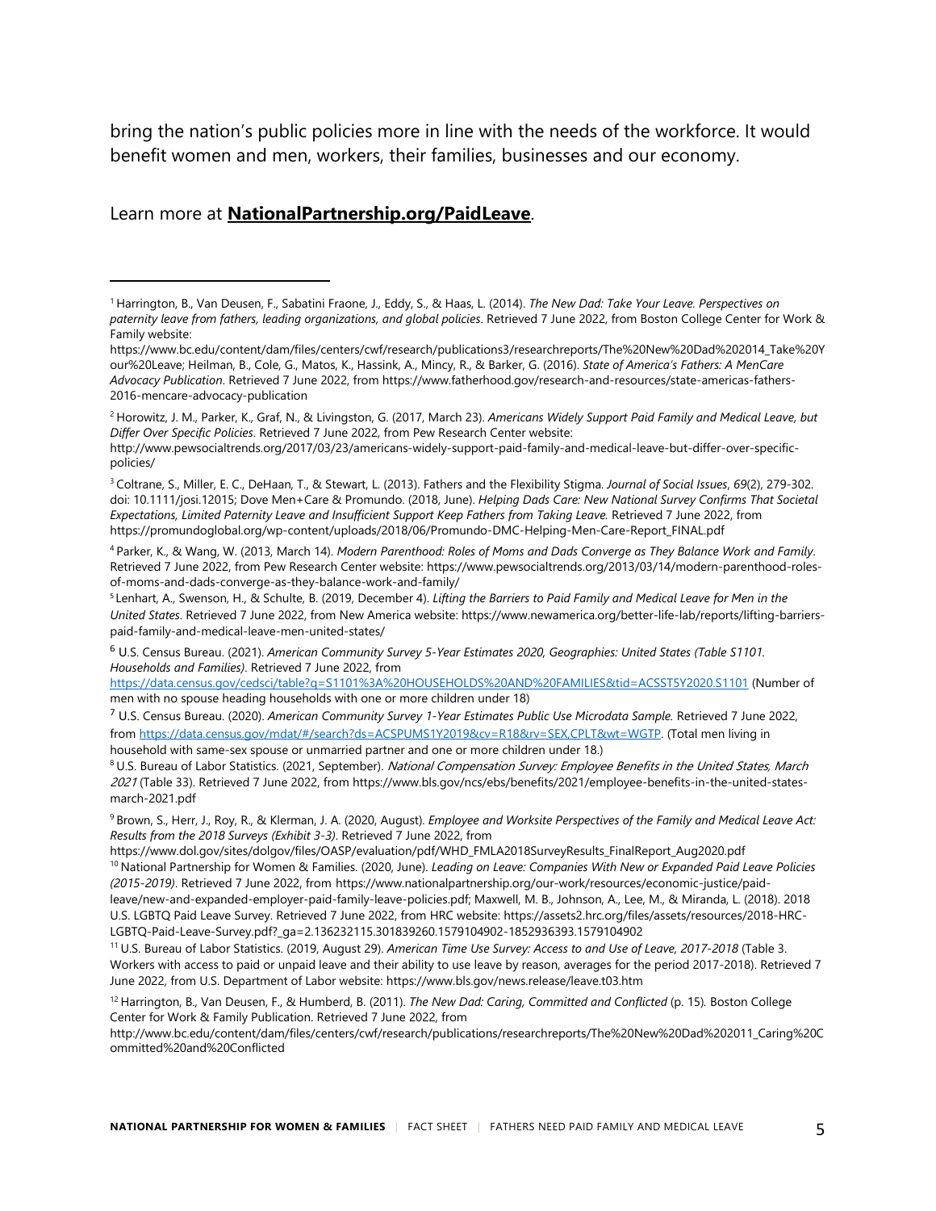bring the nation's public policies more in line with the needs of the workforce. It would benefit women and men, workers, their families, businesses and our economy.

Learn more at **NationalPartnership.org/PaidLeave**.

---

[1] Harrington, B., Van Deusen, F., Sabatini Fraone, J., Eddy, S., & Haas, L. (2014). *The New Dad: Take Your Leave. Perspectives on paternity leave from fathers, leading organizations, and global policies*. Retrieved 7 June 2022, from Boston College Center for Work & Family website: https://www.bc.edu/content/dam/files/centers/cwf/research/publications3/researchreports/The%20New%20Dad%202014_Take%20Your%20Leave; Heilman, B., Cole, G., Matos, K., Hassink, A., Mincy, R., & Barker, G. (2016). *State of America's Fathers: A MenCare Advocacy Publication*. Retrieved 7 June 2022, from https://www.fatherhood.gov/research-and-resources/state-americas-fathers-2016-mencare-advocacy-publication

[2] Horowitz, J. M., Parker, K., Graf, N., & Livingston, G. (2017, March 23). *Americans Widely Support Paid Family and Medical Leave, but Differ Over Specific Policies*. Retrieved 7 June 2022, from Pew Research Center website: http://www.pewsocialtrends.org/2017/03/23/americans-widely-support-paid-family-and-medical-leave-but-differ-over-specific-policies/

[3] Coltrane, S., Miller, E. C., DeHaan, T., & Stewart, L. (2013). Fathers and the Flexibility Stigma. *Journal of Social Issues*, *69*(2), 279-302. doi: 10.1111/josi.12015; Dove Men+Care & Promundo. (2018, June). *Helping Dads Care: New National Survey Confirms That Societal Expectations, Limited Paternity Leave and Insufficient Support Keep Fathers from Taking Leave.* Retrieved 7 June 2022, from https://promundoglobal.org/wp-content/uploads/2018/06/Promundo-DMC-Helping-Men-Care-Report_FINAL.pdf

[4] Parker, K., & Wang, W. (2013, March 14). *Modern Parenthood: Roles of Moms and Dads Converge as They Balance Work and Family*. Retrieved 7 June 2022, from Pew Research Center website: https://www.pewsocialtrends.org/2013/03/14/modern-parenthood-roles-of-moms-and-dads-converge-as-they-balance-work-and-family/

[5] Lenhart, A., Swenson, H., & Schulte, B. (2019, December 4). *Lifting the Barriers to Paid Family and Medical Leave for Men in the United States*. Retrieved 7 June 2022, from New America website: https://www.newamerica.org/better-life-lab/reports/lifting-barriers-paid-family-and-medical-leave-men-united-states/

[6] U.S. Census Bureau. (2021). *American Community Survey 5-Year Estimates 2020, Geographies: United States (Table S1101. Households and Families)*. Retrieved 7 June 2022, from https://data.census.gov/cedsci/table?q=S1101%3A%20HOUSEHOLDS%20AND%20FAMILIES&tid=ACSST5Y2020.S1101 (Number of men with no spouse heading households with one or more children under 18)

[7] U.S. Census Bureau. (2020). *American Community Survey 1-Year Estimates Public Use Microdata Sample.* Retrieved 7 June 2022, from https://data.census.gov/mdat/#/search?ds=ACSPUMS1Y2019&cv=R18&rv=SEX,CPLT&wt=WGTP. (Total men living in household with same-sex spouse or unmarried partner and one or more children under 18.)

[8] U.S. Bureau of Labor Statistics. (2021, September). *National Compensation Survey: Employee Benefits in the United States, March 2021* (Table 33). Retrieved 7 June 2022, from https://www.bls.gov/ncs/ebs/benefits/2021/employee-benefits-in-the-united-states-march-2021.pdf

[9] Brown, S., Herr, J., Roy, R., & Klerman, J. A. (2020, August). *Employee and Worksite Perspectives of the Family and Medical Leave Act: Results from the 2018 Surveys (Exhibit 3-3)*. Retrieved 7 June 2022, from https://www.dol.gov/sites/dolgov/files/OASP/evaluation/pdf/WHD_FMLA2018SurveyResults_FinalReport_Aug2020.pdf

[10] National Partnership for Women & Families. (2020, June). *Leading on Leave: Companies With New or Expanded Paid Leave Policies (2015-2019)*. Retrieved 7 June 2022, from https://www.nationalpartnership.org/our-work/resources/economic-justice/paid-leave/new-and-expanded-employer-paid-family-leave-policies.pdf; Maxwell, M. B., Johnson, A., Lee, M., & Miranda, L. (2018). 2018 U.S. LGBTQ Paid Leave Survey. Retrieved 7 June 2022, from HRC website: https://assets2.hrc.org/files/assets/resources/2018-HRC-LGBTQ-Paid-Leave-Survey.pdf?_ga=2.136232115.301839260.1579104902-1852936393.1579104902

[11] U.S. Bureau of Labor Statistics. (2019, August 29). *American Time Use Survey: Access to and Use of Leave, 2017-2018* (Table 3. Workers with access to paid or unpaid leave and their ability to use leave by reason, averages for the period 2017-2018). Retrieved 7 June 2022, from U.S. Department of Labor website: https://www.bls.gov/news.release/leave.t03.htm

[12] Harrington, B., Van Deusen, F., & Humberd, B. (2011). *The New Dad: Caring, Committed and Conflicted* (p. 15). Boston College Center for Work & Family Publication. Retrieved 7 June 2022, from http://www.bc.edu/content/dam/files/centers/cwf/research/publications/researchreports/The%20New%20Dad%202011_Caring%20Committed%20and%20Conflicted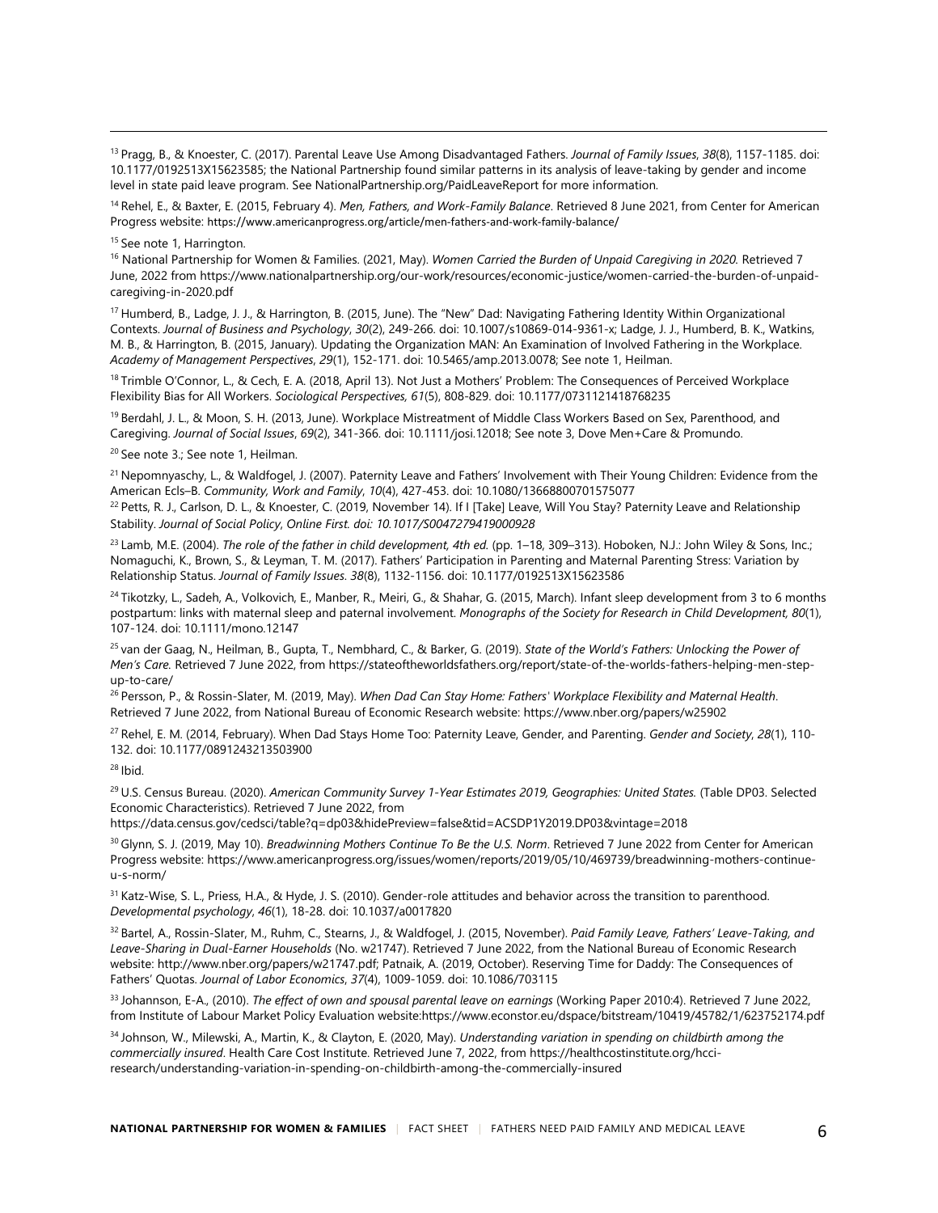[13] Pragg, B., & Knoester, C. (2017). Parental Leave Use Among Disadvantaged Fathers. *Journal of Family Issues*, *38*(8), 1157-1185. doi: 10.1177/0192513X15623585; the National Partnership found similar patterns in its analysis of leave-taking by gender and income level in state paid leave program. See NationalPartnership.org/PaidLeaveReport for more information.

[14] Rehel, E., & Baxter, E. (2015, February 4). *Men, Fathers, and Work-Family Balance*. Retrieved 8 June 2021, from Center for American Progress website: https://www.americanprogress.org/article/men-fathers-and-work-family-balance/

[15] See note 1, Harrington.

[16] National Partnership for Women & Families. (2021, May). *Women Carried the Burden of Unpaid Caregiving in 2020.* Retrieved 7 June, 2022 from https://www.nationalpartnership.org/our-work/resources/economic-justice/women-carried-the-burden-of-unpaid-caregiving-in-2020.pdf

[17] Humberd, B., Ladge, J. J., & Harrington, B. (2015, June). The "New" Dad: Navigating Fathering Identity Within Organizational Contexts. *Journal of Business and Psychology*, *30*(2), 249-266. doi: 10.1007/s10869-014-9361-x; Ladge, J. J., Humberd, B. K., Watkins, M. B., & Harrington, B. (2015, January). Updating the Organization MAN: An Examination of Involved Fathering in the Workplace. *Academy of Management Perspectives*, *29*(1), 152-171. doi: 10.5465/amp.2013.0078; See note 1, Heilman.

[18] Trimble O'Connor, L., & Cech, E. A. (2018, April 13). Not Just a Mothers' Problem: The Consequences of Perceived Workplace Flexibility Bias for All Workers. *Sociological Perspectives, 61*(5), 808-829. doi: 10.1177/0731121418768235

[19] Berdahl, J. L., & Moon, S. H. (2013, June). Workplace Mistreatment of Middle Class Workers Based on Sex, Parenthood, and Caregiving. *Journal of Social Issues*, *69*(2), 341-366. doi: 10.1111/josi.12018; See note 3, Dove Men+Care & Promundo.

[20] See note 3.; See note 1, Heilman.

[21] Nepomnyaschy, L., & Waldfogel, J. (2007). Paternity Leave and Fathers' Involvement with Their Young Children: Evidence from the American Ecls–B. *Community, Work and Family*, *10*(4), 427-453. doi: 10.1080/13668800701575077

[22] Petts, R. J., Carlson, D. L., & Knoester, C. (2019, November 14). If I [Take] Leave, Will You Stay? Paternity Leave and Relationship Stability. *Journal of Social Policy, Online First. doi: 10.1017/S0047279419000928*

[23] Lamb, M.E. (2004). *The role of the father in child development, 4th ed.* (pp. 1–18, 309–313). Hoboken, N.J.: John Wiley & Sons, Inc.; Nomaguchi, K., Brown, S., & Leyman, T. M. (2017). Fathers' Participation in Parenting and Maternal Parenting Stress: Variation by Relationship Status. *Journal of Family Issues*. *38*(8), 1132-1156. doi: 10.1177/0192513X15623586

[24] Tikotzky, L., Sadeh, A., Volkovich, E., Manber, R., Meiri, G., & Shahar, G. (2015, March). Infant sleep development from 3 to 6 months postpartum: links with maternal sleep and paternal involvement. *Monographs of the Society for Research in Child Development, 80*(1), 107-124. doi: 10.1111/mono.12147

[25] van der Gaag, N., Heilman, B., Gupta, T., Nembhard, C., & Barker, G. (2019). *State of the World's Fathers: Unlocking the Power of Men's Care.* Retrieved 7 June 2022, from https://stateoftheworldsfathers.org/report/state-of-the-worlds-fathers-helping-men-step-up-to-care/

[26] Persson, P., & Rossin-Slater, M. (2019, May). *When Dad Can Stay Home: Fathers' Workplace Flexibility and Maternal Health*. Retrieved 7 June 2022, from National Bureau of Economic Research website: https://www.nber.org/papers/w25902

[27] Rehel, E. M. (2014, February). When Dad Stays Home Too: Paternity Leave, Gender, and Parenting. *Gender and Society*, *28*(1), 110-132. doi: 10.1177/0891243213503900

[28] Ibid.

[29] U.S. Census Bureau. (2020). *American Community Survey 1-Year Estimates 2019, Geographies: United States.* (Table DP03. Selected Economic Characteristics). Retrieved 7 June 2022, from https://data.census.gov/cedsci/table?q=dp03&hidePreview=false&tid=ACSDP1Y2019.DP03&vintage=2018

[30] Glynn, S. J. (2019, May 10). *Breadwinning Mothers Continue To Be the U.S. Norm*. Retrieved 7 June 2022 from Center for American Progress website: https://www.americanprogress.org/issues/women/reports/2019/05/10/469739/breadwinning-mothers-continue-u-s-norm/

[31] Katz-Wise, S. L., Priess, H.A., & Hyde, J. S. (2010). Gender-role attitudes and behavior across the transition to parenthood. *Developmental psychology*, *46*(1), 18-28. doi: 10.1037/a0017820

[32] Bartel, A., Rossin-Slater, M., Ruhm, C., Stearns, J., & Waldfogel, J. (2015, November). *Paid Family Leave, Fathers' Leave-Taking, and Leave-Sharing in Dual-Earner Households* (No. w21747). Retrieved 7 June 2022, from the National Bureau of Economic Research website: http://www.nber.org/papers/w21747.pdf; Patnaik, A. (2019, October). Reserving Time for Daddy: The Consequences of Fathers' Quotas. *Journal of Labor Economics*, *37*(4), 1009-1059. doi: 10.1086/703115

[33] Johannson, E-A., (2010). *The effect of own and spousal parental leave on earnings* (Working Paper 2010:4). Retrieved 7 June 2022, from Institute of Labour Market Policy Evaluation website:https://www.econstor.eu/dspace/bitstream/10419/45782/1/623752174.pdf

[34] Johnson, W., Milewski, A., Martin, K., & Clayton, E. (2020, May). *Understanding variation in spending on childbirth among the commercially insured*. Health Care Cost Institute. Retrieved June 7, 2022, from https://healthcostinstitute.org/hcci-research/understanding-variation-in-spending-on-childbirth-among-the-commercially-insured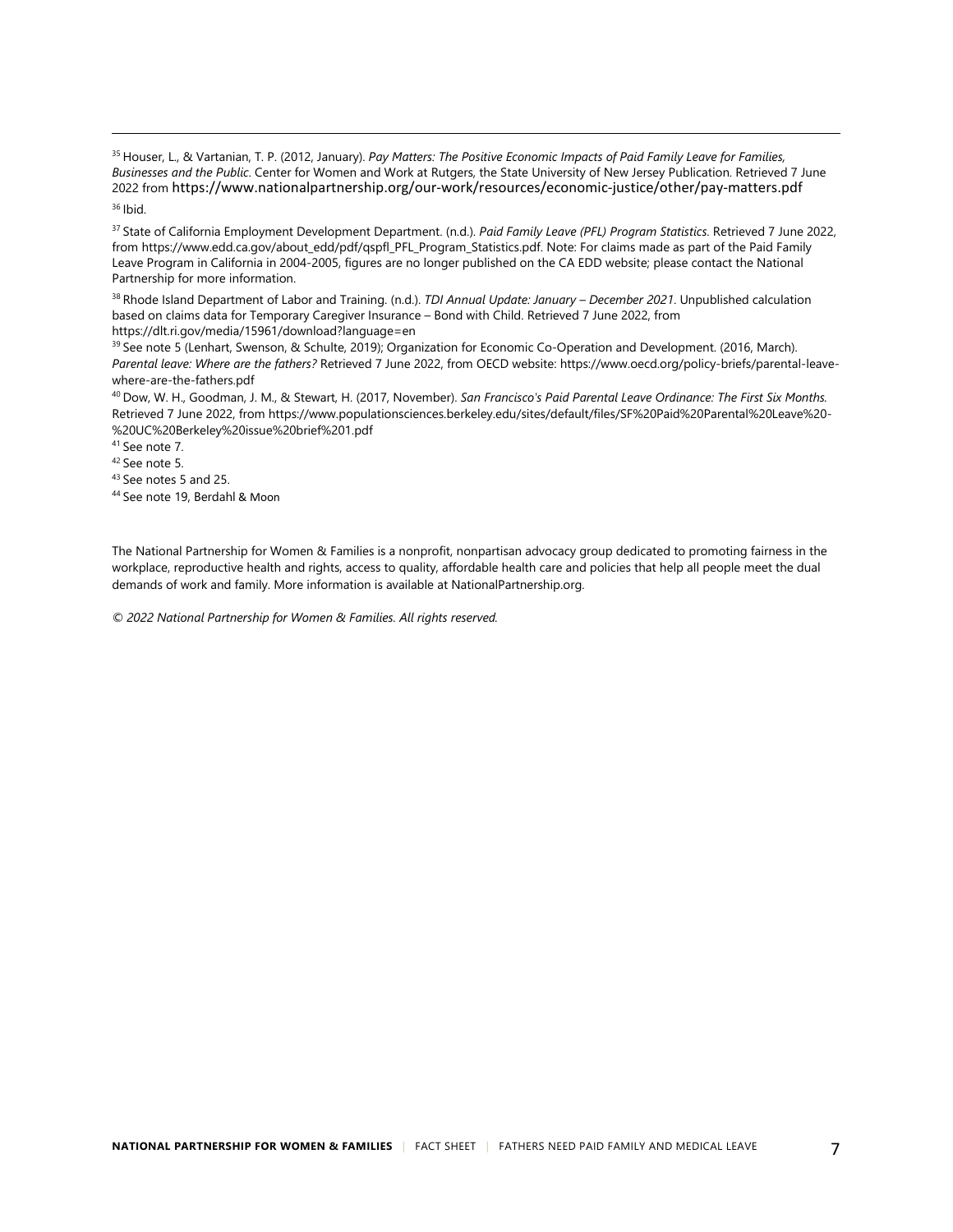[35] Houser, L., & Vartanian, T. P. (2012, January). *Pay Matters: The Positive Economic Impacts of Paid Family Leave for Families, Businesses and the Public*. Center for Women and Work at Rutgers, the State University of New Jersey Publication. Retrieved 7 June 2022 from https://www.nationalpartnership.org/our-work/resources/economic-justice/other/pay-matters.pdf

[36] Ibid.

[37] State of California Employment Development Department. (n.d.). *Paid Family Leave (PFL) Program Statistics*. Retrieved 7 June 2022, from https://www.edd.ca.gov/about_edd/pdf/qspfl_PFL_Program_Statistics.pdf. Note: For claims made as part of the Paid Family Leave Program in California in 2004-2005, figures are no longer published on the CA EDD website; please contact the National Partnership for more information.

[38] Rhode Island Department of Labor and Training. (n.d.). *TDI Annual Update: January – December 2021*. Unpublished calculation based on claims data for Temporary Caregiver Insurance – Bond with Child. Retrieved 7 June 2022, from https://dlt.ri.gov/media/15961/download?language=en

[39] See note 5 (Lenhart, Swenson, & Schulte, 2019); Organization for Economic Co-Operation and Development. (2016, March). *Parental leave: Where are the fathers?* Retrieved 7 June 2022, from OECD website: https://www.oecd.org/policy-briefs/parental-leave-where-are-the-fathers.pdf

[40] Dow, W. H., Goodman, J. M., & Stewart, H. (2017, November). *San Francisco's Paid Parental Leave Ordinance: The First Six Months.* Retrieved 7 June 2022, from https://www.populationsciences.berkeley.edu/sites/default/files/SF%20Paid%20Parental%20Leave%20-%20UC%20Berkeley%20issue%20brief%201.pdf

[41] See note 7.

[42] See note 5.

[43] See notes 5 and 25.

[44] See note 19, Berdahl & Moon

The National Partnership for Women & Families is a nonprofit, nonpartisan advocacy group dedicated to promoting fairness in the workplace, reproductive health and rights, access to quality, affordable health care and policies that help all people meet the dual demands of work and family. More information is available at NationalPartnership.org.

*© 2022 National Partnership for Women & Families. All rights reserved.*